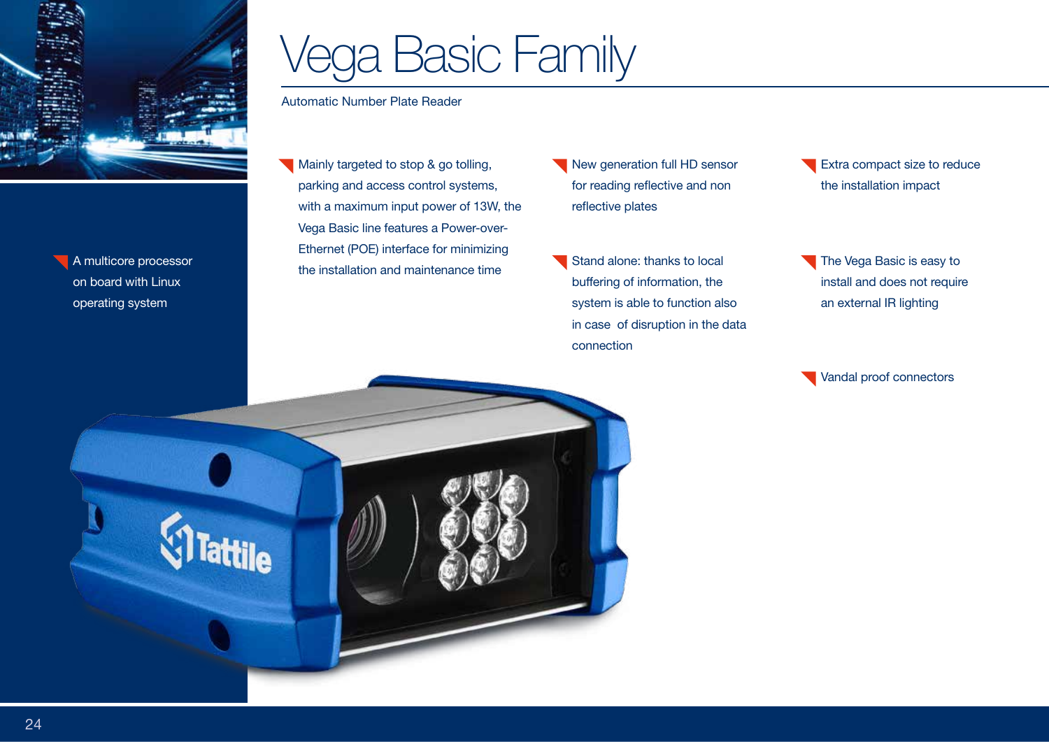# Vega Basic Family

Automatic Number Plate Reader

- A multicore processor on board with Linux operating system

- Mainly targeted to stop & go tolling, parking and access control systems, with a maximum input power of 13W, the Vega Basic line features a Power-over-Ethernet (POE) interface for minimizing the installation and maintenance time

- New generation full HD sensor for reading reflective and non reflective plates

- Stand alone: thanks to local buffering of information, the system is able to function also in case of disruption in the data connection

- Extra compact size to reduce the installation impact

- The Vega Basic is easy to install and does not require an external IR lighting

- Vandal proof connectors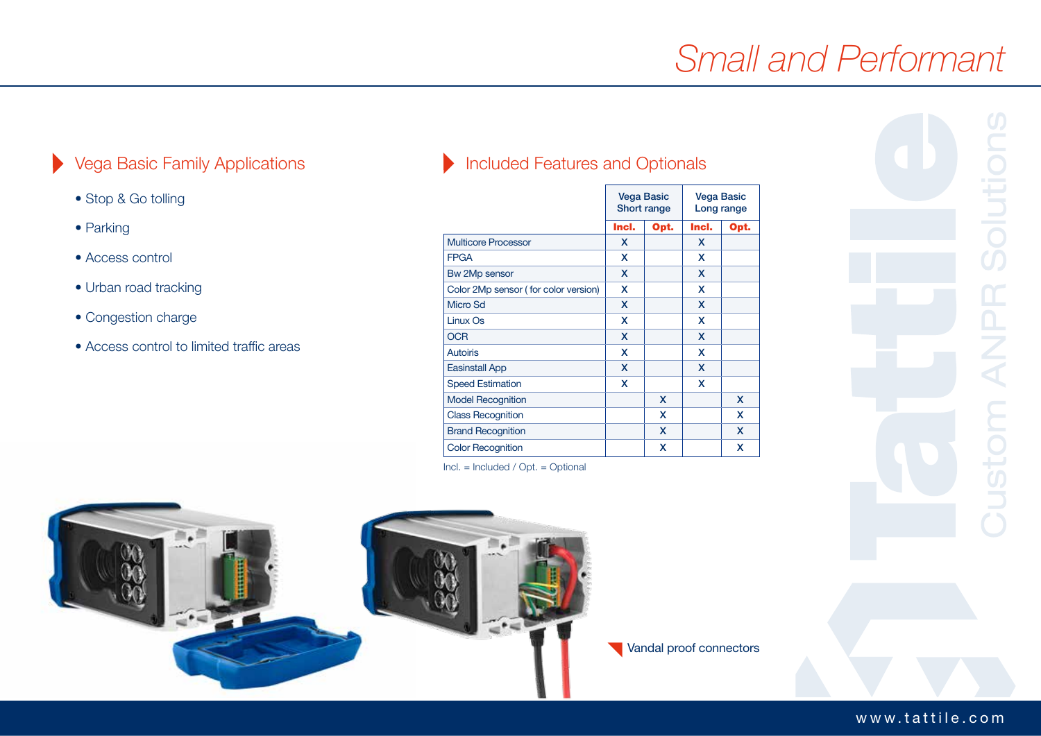# Small and Performant

## Vega Basic Family Applications

- Stop & Go tolling
- Parking
- Access control
- Urban road tracking
- Congestion charge
- Access control to limited traffic areas

## Included Features and Optionals

| | Vega Basic Short range | | Vega Basic Long range | |
|---|---|---|---|---|
| | **Incl.** | **Opt.** | **Incl.** | **Opt.** |
| Multicore Processor | X | | X | |
| FPGA | X | | X | |
| Bw 2Mp sensor | X | | X | |
| Color 2Mp sensor ( for color version) | X | | X | |
| Micro Sd | X | | X | |
| Linux Os | X | | X | |
| OCR | X | | X | |
| Autoiris | X | | X | |
| Easinstall App | X | | X | |
| Speed Estimation | X | | X | |
| Model Recognition | | X | | X |
| Class Recognition | | X | | X |
| Brand Recognition | | X | | X |
| Color Recognition | | X | | X |

Incl. = Included / Opt. = Optional

Vandal proof connectors

Tattile Custom ANPR Solutions

www.tattile.com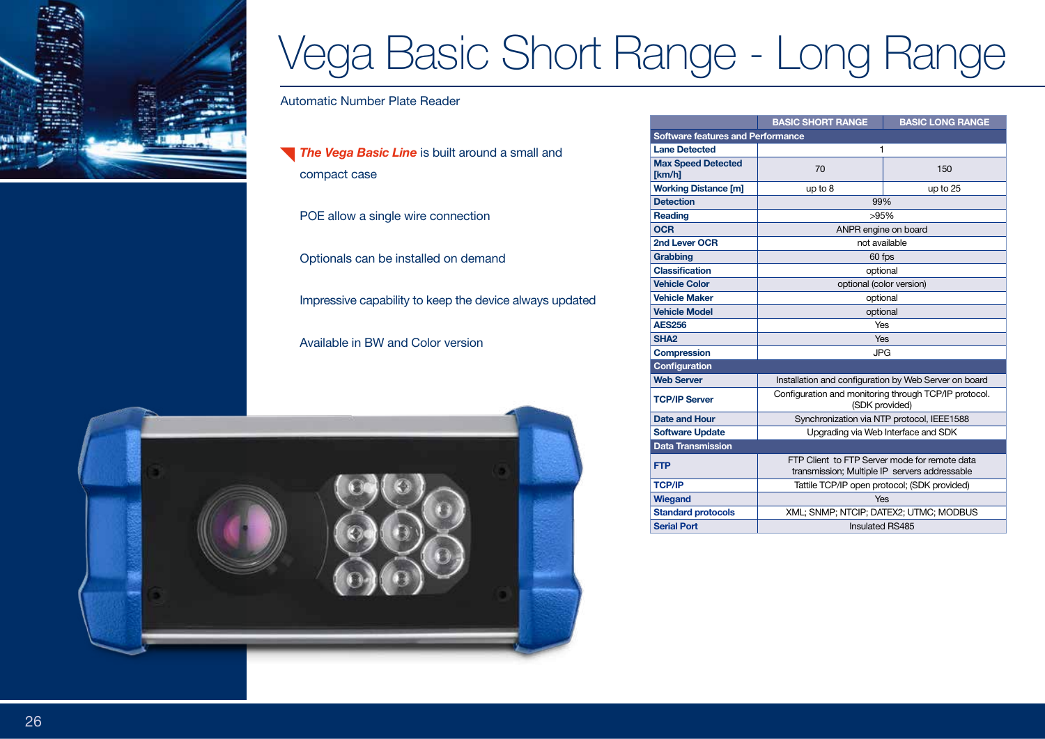# Vega Basic Short Range - Long Range

Automatic Number Plate Reader

***The Vega Basic Line*** is built around a small and compact case

POE allow a single wire connection

Optionals can be installed on demand

Impressive capability to keep the device always updated

Available in BW and Color version

| | BASIC SHORT RANGE | BASIC LONG RANGE |
|---|---|---|
| **Software features and Performance** | | |
| **Lane Detected** | 1 | |
| **Max Speed Detected [km/h]** | 70 | 150 |
| **Working Distance [m]** | up to 8 | up to 25 |
| **Detection** | 99% | |
| **Reading** | >95% | |
| **OCR** | ANPR engine on board | |
| **2nd Lever OCR** | not available | |
| **Grabbing** | 60 fps | |
| **Classification** | optional | |
| **Vehicle Color** | optional (color version) | |
| **Vehicle Maker** | optional | |
| **Vehicle Model** | optional | |
| **AES256** | Yes | |
| **SHA2** | Yes | |
| **Compression** | JPG | |
| **Configuration** | | |
| **Web Server** | Installation and configuration by Web Server on board | |
| **TCP/IP Server** | Configuration and monitoring through TCP/IP protocol. (SDK provided) | |
| **Date and Hour** | Synchronization via NTP protocol, IEEE1588 | |
| **Software Update** | Upgrading via Web Interface and SDK | |
| **Data Transmission** | | |
| **FTP** | FTP Client to FTP Server mode for remote data transmission; Multiple IP servers addressable | |
| **TCP/IP** | Tattile TCP/IP open protocol; (SDK provided) | |
| **Wiegand** | Yes | |
| **Standard protocols** | XML; SNMP; NTCIP; DATEX2; UTMC; MODBUS | |
| **Serial Port** | Insulated RS485 | |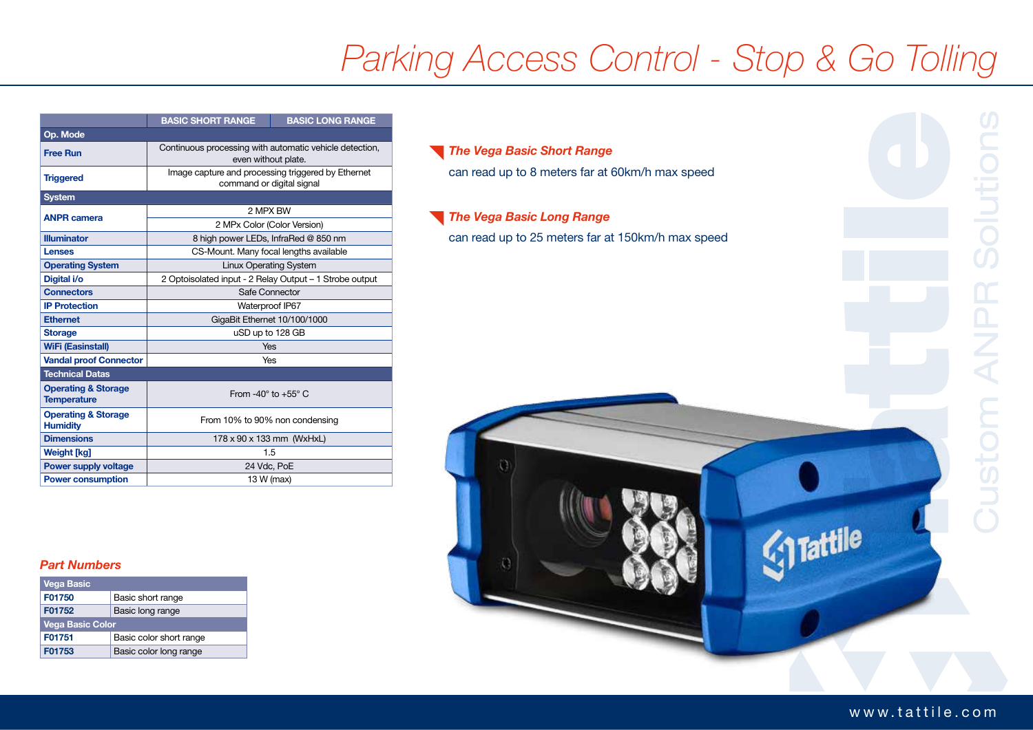# Parking Access Control - Stop & Go Tolling

| | BASIC SHORT RANGE | BASIC LONG RANGE |
|---|---|---|
| **Op. Mode** | | |
| **Free Run** | Continuous processing with automatic vehicle detection, even without plate. | |
| **Triggered** | Image capture and processing triggered by Ethernet command or digital signal | |
| **System** | | |
| **ANPR camera** | 2 MPX BW | |
| | 2 MPx Color (Color Version) | |
| **Illuminator** | 8 high power LEDs, InfraRed @ 850 nm | |
| **Lenses** | CS-Mount. Many focal lengths available | |
| **Operating System** | Linux Operating System | |
| **Digital i/o** | 2 Optoisolated input - 2 Relay Output – 1 Strobe output | |
| **Connectors** | Safe Connector | |
| **IP Protection** | Waterproof IP67 | |
| **Ethernet** | GigaBit Ethernet 10/100/1000 | |
| **Storage** | uSD up to 128 GB | |
| **WiFi (Easinstall)** | Yes | |
| **Vandal proof Connector** | Yes | |
| **Technical Datas** | | |
| **Operating & Storage Temperature** | From -40° to +55° C | |
| **Operating & Storage Humidity** | From 10% to 90% non condensing | |
| **Dimensions** | 178 x 90 x 133 mm (WxHxL) | |
| **Weight [kg]** | 1.5 | |
| **Power supply voltage** | 24 Vdc, PoE | |
| **Power consumption** | 13 W (max) | |

***The Vega Basic Short Range***

can read up to 8 meters far at 60km/h max speed

***The Vega Basic Long Range***

can read up to 25 meters far at 150km/h max speed

Custom ANPR Solutions

## *Part Numbers*

| Vega Basic | |
|---|---|
| **F01750** | Basic short range |
| **F01752** | Basic long range |
| **Vega Basic Color** | |
| **F01751** | Basic color short range |
| **F01753** | Basic color long range |

www.tattile.com